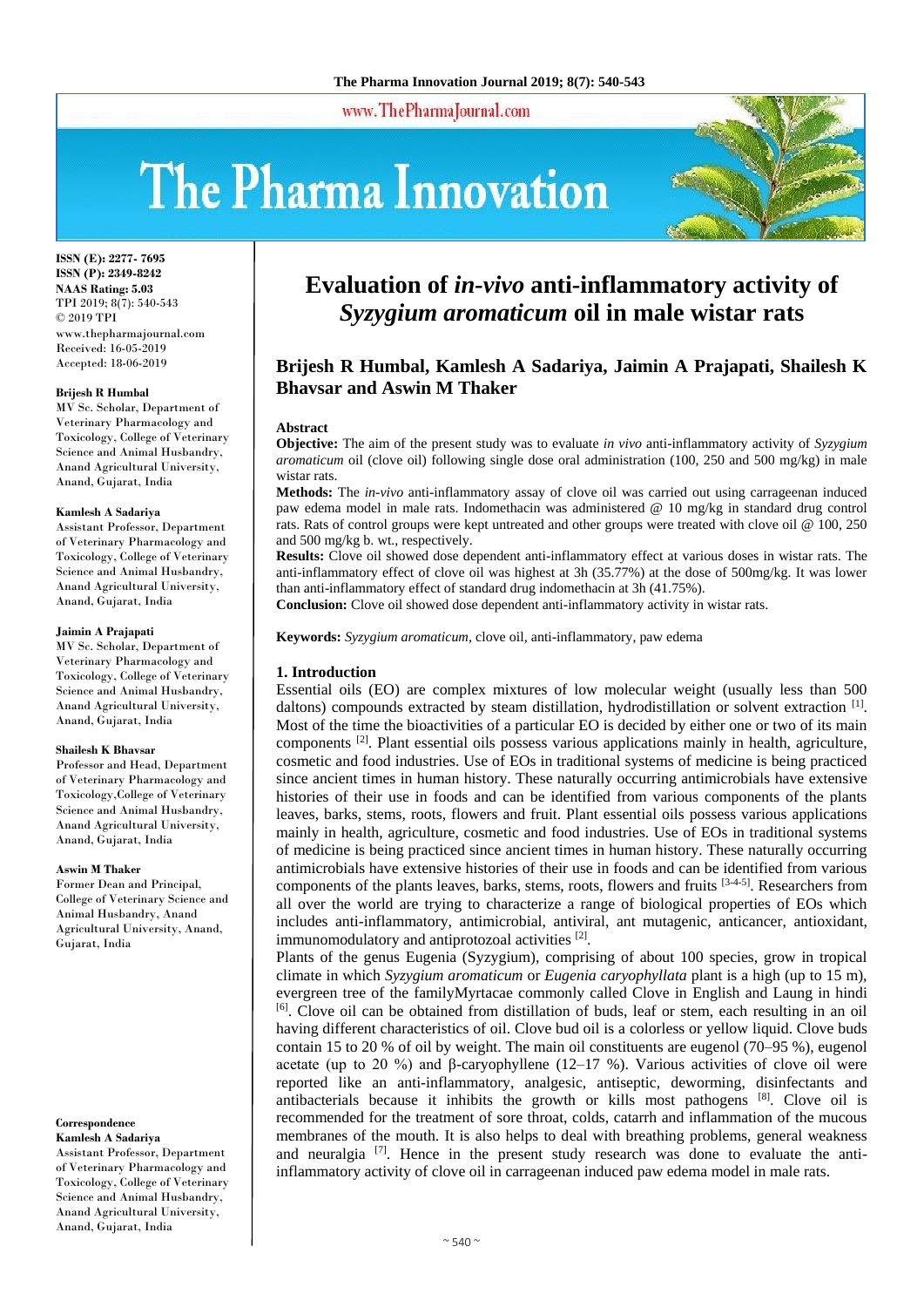# Evaluation of *in-vivo* anti-inflammatory activity of *Syzygium aromaticum* oil in male wistar rats

**Brijesh R Humbal, Kamlesh A Sadariya, Jaimin A Prajapati, Shailesh K Bhavsar and Aswin M Thaker**

ISSN (E): 2277- 7695
ISSN (P): 2349-8242
NAAS Rating: 5.03
TPI 2019; 8(7): 540-543
© 2019 TPI
www.thepharmajournal.com
Received: 16-05-2019
Accepted: 18-06-2019

**Brijesh R Humbal**
MV Sc. Scholar, Department of Veterinary Pharmacology and Toxicology, College of Veterinary Science and Animal Husbandry, Anand Agricultural University, Anand, Gujarat, India

**Kamlesh A Sadariya**
Assistant Professor, Department of Veterinary Pharmacology and Toxicology, College of Veterinary Science and Animal Husbandry, Anand Agricultural University, Anand, Gujarat, India

**Jaimin A Prajapati**
MV Sc. Scholar, Department of Veterinary Pharmacology and Toxicology, College of Veterinary Science and Animal Husbandry, Anand Agricultural University, Anand, Gujarat, India

**Shailesh K Bhavsar**
Professor and Head, Department of Veterinary Pharmacology and Toxicology,College of Veterinary Science and Animal Husbandry, Anand Agricultural University, Anand, Gujarat, India

**Aswin M Thaker**
Former Dean and Principal, College of Veterinary Science and Animal Husbandry, Anand Agricultural University, Anand, Gujarat, India

**Correspondence**
**Kamlesh A Sadariya**
Assistant Professor, Department of Veterinary Pharmacology and Toxicology, College of Veterinary Science and Animal Husbandry, Anand Agricultural University, Anand, Gujarat, India

## Abstract

**Objective:** The aim of the present study was to evaluate *in vivo* anti-inflammatory activity of *Syzygium aromaticum* oil (clove oil) following single dose oral administration (100, 250 and 500 mg/kg) in male wistar rats.

**Methods:** The *in-vivo* anti-inflammatory assay of clove oil was carried out using carrageenan induced paw edema model in male rats. Indomethacin was administered @ 10 mg/kg in standard drug control rats. Rats of control groups were kept untreated and other groups were treated with clove oil @ 100, 250 and 500 mg/kg b. wt., respectively.

**Results:** Clove oil showed dose dependent anti-inflammatory effect at various doses in wistar rats. The anti-inflammatory effect of clove oil was highest at 3h (35.77%) at the dose of 500mg/kg. It was lower than anti-inflammatory effect of standard drug indomethacin at 3h (41.75%).

**Conclusion:** Clove oil showed dose dependent anti-inflammatory activity in wistar rats.

**Keywords:** *Syzygium aromaticum*, clove oil, anti-inflammatory, paw edema

## 1. Introduction

Essential oils (EO) are complex mixtures of low molecular weight (usually less than 500 daltons) compounds extracted by steam distillation, hydrodistillation or solvent extraction [1]. Most of the time the bioactivities of a particular EO is decided by either one or two of its main components [2]. Plant essential oils possess various applications mainly in health, agriculture, cosmetic and food industries. Use of EOs in traditional systems of medicine is being practiced since ancient times in human history. These naturally occurring antimicrobials have extensive histories of their use in foods and can be identified from various components of the plants leaves, barks, stems, roots, flowers and fruit. Plant essential oils possess various applications mainly in health, agriculture, cosmetic and food industries. Use of EOs in traditional systems of medicine is being practiced since ancient times in human history. These naturally occurring antimicrobials have extensive histories of their use in foods and can be identified from various components of the plants leaves, barks, stems, roots, flowers and fruits [3-4-5]. Researchers from all over the world are trying to characterize a range of biological properties of EOs which includes anti-inflammatory, antimicrobial, antiviral, ant mutagenic, anticancer, antioxidant, immunomodulatory and antiprotozoal activities [2].

Plants of the genus Eugenia (Syzygium), comprising of about 100 species, grow in tropical climate in which *Syzygium aromaticum* or *Eugenia caryophyllata* plant is a high (up to 15 m), evergreen tree of the familyMyrtacae commonly called Clove in English and Laung in hindi [6]. Clove oil can be obtained from distillation of buds, leaf or stem, each resulting in an oil having different characteristics of oil. Clove bud oil is a colorless or yellow liquid. Clove buds contain 15 to 20 % of oil by weight. The main oil constituents are eugenol (70–95 %), eugenol acetate (up to 20 %) and β-caryophyllene (12–17 %). Various activities of clove oil were reported like an anti-inflammatory, analgesic, antiseptic, deworming, disinfectants and antibacterials because it inhibits the growth or kills most pathogens [8]. Clove oil is recommended for the treatment of sore throat, colds, catarrh and inflammation of the mucous membranes of the mouth. It is also helps to deal with breathing problems, general weakness and neuralgia [7]. Hence in the present study research was done to evaluate the anti-inflammatory activity of clove oil in carrageenan induced paw edema model in male rats.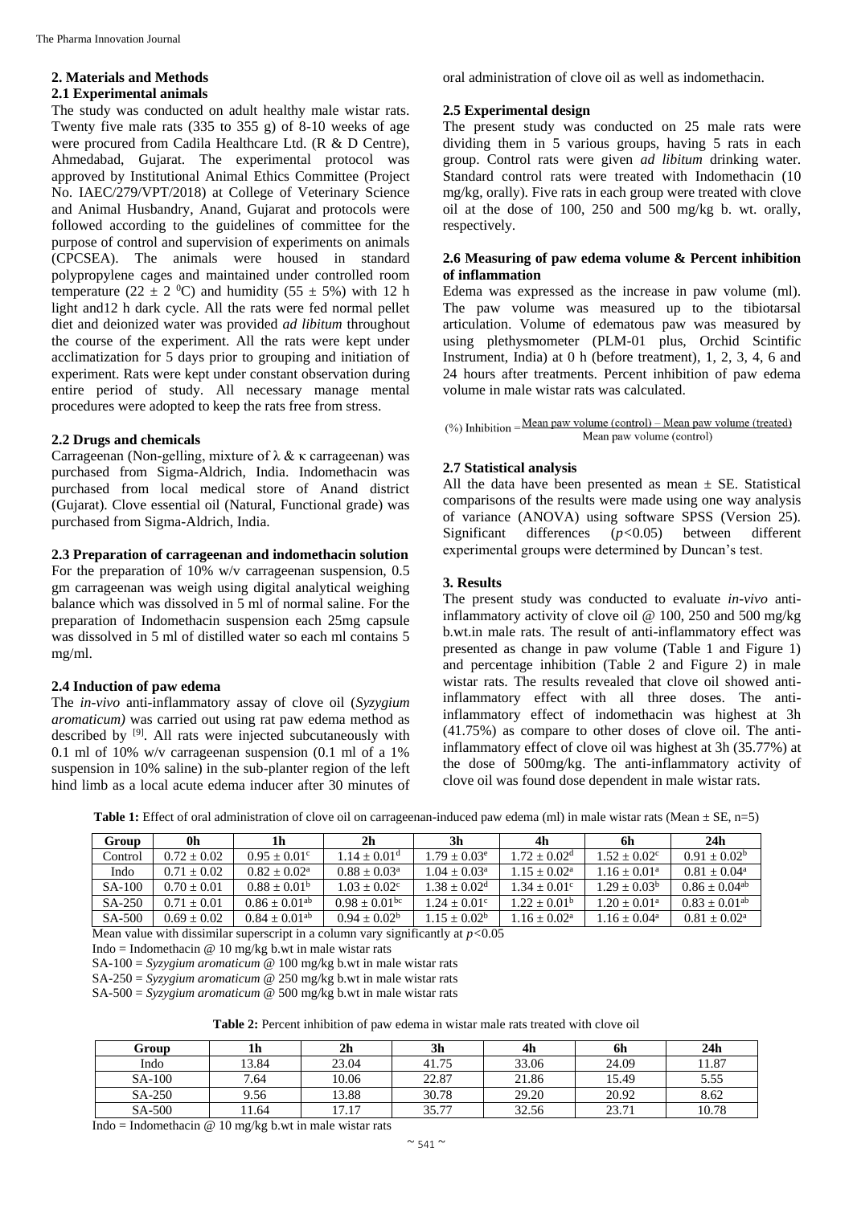## 2. Materials and Methods

### 2.1 Experimental animals

The study was conducted on adult healthy male wistar rats. Twenty five male rats (335 to 355 g) of 8-10 weeks of age were procured from Cadila Healthcare Ltd. (R & D Centre), Ahmedabad, Gujarat. The experimental protocol was approved by Institutional Animal Ethics Committee (Project No. IAEC/279/VPT/2018) at College of Veterinary Science and Animal Husbandry, Anand, Gujarat and protocols were followed according to the guidelines of committee for the purpose of control and supervision of experiments on animals (CPCSEA). The animals were housed in standard polypropylene cages and maintained under controlled room temperature ($22 \pm 2$ $^0$C) and humidity ($55 \pm 5$%) with 12 h light and12 h dark cycle. All the rats were fed normal pellet diet and deionized water was provided *ad libitum* throughout the course of the experiment. All the rats were kept under acclimatization for 5 days prior to grouping and initiation of experiment. Rats were kept under constant observation during entire period of study. All necessary manage mental procedures were adopted to keep the rats free from stress.

### 2.2 Drugs and chemicals

Carrageenan (Non-gelling, mixture of λ & κ carrageenan) was purchased from Sigma-Aldrich, India. Indomethacin was purchased from local medical store of Anand district (Gujarat). Clove essential oil (Natural, Functional grade) was purchased from Sigma-Aldrich, India.

### 2.3 Preparation of carrageenan and indomethacin solution

For the preparation of 10% w/v carrageenan suspension, 0.5 gm carrageenan was weigh using digital analytical weighing balance which was dissolved in 5 ml of normal saline. For the preparation of Indomethacin suspension each 25mg capsule was dissolved in 5 ml of distilled water so each ml contains 5 mg/ml.

### 2.4 Induction of paw edema

The *in-vivo* anti-inflammatory assay of clove oil (*Syzygium aromaticum)* was carried out using rat paw edema method as described by [9]. All rats were injected subcutaneously with 0.1 ml of 10% w/v carrageenan suspension (0.1 ml of a 1% suspension in 10% saline) in the sub-planter region of the left hind limb as a local acute edema inducer after 30 minutes of oral administration of clove oil as well as indomethacin.

### 2.5 Experimental design

The present study was conducted on 25 male rats were dividing them in 5 various groups, having 5 rats in each group. Control rats were given *ad libitum* drinking water. Standard control rats were treated with Indomethacin (10 mg/kg, orally). Five rats in each group were treated with clove oil at the dose of 100, 250 and 500 mg/kg b. wt. orally, respectively.

### 2.6 Measuring of paw edema volume & Percent inhibition of inflammation

Edema was expressed as the increase in paw volume (ml). The paw volume was measured up to the tibiotarsal articulation. Volume of edematous paw was measured by using plethysmometer (PLM-01 plus, Orchid Scintific Instrument, India) at 0 h (before treatment), 1, 2, 3, 4, 6 and 24 hours after treatments. Percent inhibition of paw edema volume in male wistar rats was calculated.

$$(\%)\ \text{Inhibition} = \frac{\text{Mean paw volume (control)} - \text{Mean paw volume (treated)}}{\text{Mean paw volume (control)}}$$

### 2.7 Statistical analysis

All the data have been presented as mean ± SE. Statistical comparisons of the results were made using one way analysis of variance (ANOVA) using software SPSS (Version 25). Significant differences ($p<0.05$) between different experimental groups were determined by Duncan's test.

## 3. Results

The present study was conducted to evaluate *in-vivo* anti-inflammatory activity of clove oil @ 100, 250 and 500 mg/kg b.wt.in male rats. The result of anti-inflammatory effect was presented as change in paw volume (Table 1 and Figure 1) and percentage inhibition (Table 2 and Figure 2) in male wistar rats. The results revealed that clove oil showed anti-inflammatory effect with all three doses. The anti-inflammatory effect of indomethacin was highest at 3h (41.75%) as compare to other doses of clove oil. The anti-inflammatory effect of clove oil was highest at 3h (35.77%) at the dose of 500mg/kg. The anti-inflammatory activity of clove oil was found dose dependent in male wistar rats.

**Table 1:** Effect of oral administration of clove oil on carrageenan-induced paw edema (ml) in male wistar rats (Mean ± SE, n=5)

| Group | 0h | 1h | 2h | 3h | 4h | 6h | 24h |
|---|---|---|---|---|---|---|---|
| Control | 0.72 ± 0.02 | 0.95 ± 0.01$^{c}$ | 1.14 ± 0.01$^{d}$ | 1.79 ± 0.03$^{e}$ | 1.72 ± 0.02$^{d}$ | 1.52 ± 0.02$^{c}$ | 0.91 ± 0.02$^{b}$ |
| Indo | 0.71 ± 0.02 | 0.82 ± 0.02$^{a}$ | 0.88 ± 0.03$^{a}$ | 1.04 ± 0.03$^{a}$ | 1.15 ± 0.02$^{a}$ | 1.16 ± 0.01$^{a}$ | 0.81 ± 0.04$^{a}$ |
| SA-100 | 0.70 ± 0.01 | 0.88 ± 0.01$^{b}$ | 1.03 ± 0.02$^{c}$ | 1.38 ± 0.02$^{d}$ | 1.34 ± 0.01$^{c}$ | 1.29 ± 0.03$^{b}$ | 0.86 ± 0.04$^{ab}$ |
| SA-250 | 0.71 ± 0.01 | 0.86 ± 0.01$^{ab}$ | 0.98 ± 0.01$^{bc}$ | 1.24 ± 0.01$^{c}$ | 1.22 ± 0.01$^{b}$ | 1.20 ± 0.01$^{a}$ | 0.83 ± 0.01$^{ab}$ |
| SA-500 | 0.69 ± 0.02 | 0.84 ± 0.01$^{ab}$ | 0.94 ± 0.02$^{b}$ | 1.15 ± 0.02$^{b}$ | 1.16 ± 0.02$^{a}$ | 1.16 ± 0.04$^{a}$ | 0.81 ± 0.02$^{a}$ |

Mean value with dissimilar superscript in a column vary significantly at $p<0.05$

Indo = Indomethacin @ 10 mg/kg b.wt in male wistar rats

SA-100 = *Syzygium aromaticum* @ 100 mg/kg b.wt in male wistar rats

SA-250 = *Syzygium aromaticum* @ 250 mg/kg b.wt in male wistar rats

SA-500 = *Syzygium aromaticum* @ 500 mg/kg b.wt in male wistar rats

**Table 2:** Percent inhibition of paw edema in wistar male rats treated with clove oil

| Group | 1h | 2h | 3h | 4h | 6h | 24h |
|---|---|---|---|---|---|---|
| Indo | 13.84 | 23.04 | 41.75 | 33.06 | 24.09 | 11.87 |
| SA-100 | 7.64 | 10.06 | 22.87 | 21.86 | 15.49 | 5.55 |
| SA-250 | 9.56 | 13.88 | 30.78 | 29.20 | 20.92 | 8.62 |
| SA-500 | 11.64 | 17.17 | 35.77 | 32.56 | 23.71 | 10.78 |

Indo = Indomethacin @ 10 mg/kg b.wt in male wistar rats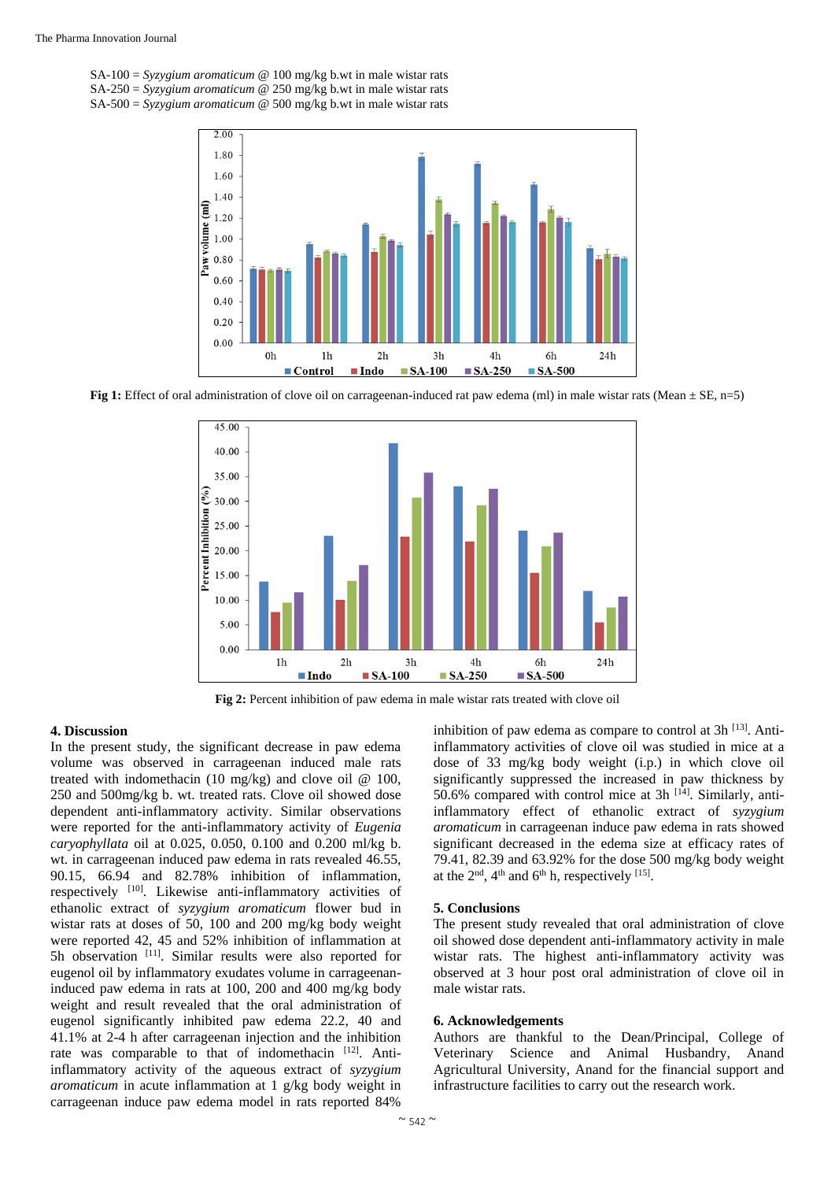SA-100 = *Syzygium aromaticum* @ 100 mg/kg b.wt in male wistar rats
SA-250 = *Syzygium aromaticum* @ 250 mg/kg b.wt in male wistar rats
SA-500 = *Syzygium aromaticum* @ 500 mg/kg b.wt in male wistar rats

**Fig 1:** Effect of oral administration of clove oil on carrageenan-induced rat paw edema (ml) in male wistar rats (Mean ± SE, n=5)

**Fig 2:** Percent inhibition of paw edema in male wistar rats treated with clove oil

## 4. Discussion

In the present study, the significant decrease in paw edema volume was observed in carrageenan induced male rats treated with indomethacin (10 mg/kg) and clove oil @ 100, 250 and 500mg/kg b. wt. treated rats. Clove oil showed dose dependent anti-inflammatory activity. Similar observations were reported for the anti-inflammatory activity of *Eugenia caryophyllata* oil at 0.025, 0.050, 0.100 and 0.200 ml/kg b. wt. in carrageenan induced paw edema in rats revealed 46.55, 90.15, 66.94 and 82.78% inhibition of inflammation, respectively [10]. Likewise anti-inflammatory activities of ethanolic extract of *syzygium aromaticum* flower bud in wistar rats at doses of 50, 100 and 200 mg/kg body weight were reported 42, 45 and 52% inhibition of inflammation at 5h observation [11]. Similar results were also reported for eugenol oil by inflammatory exudates volume in carrageenan-induced paw edema in rats at 100, 200 and 400 mg/kg body weight and result revealed that the oral administration of eugenol significantly inhibited paw edema 22.2, 40 and 41.1% at 2-4 h after carrageenan injection and the inhibition rate was comparable to that of indomethacin [12]. Anti-inflammatory activity of the aqueous extract of *syzygium aromaticum* in acute inflammation at 1 g/kg body weight in carrageenan induce paw edema model in rats reported 84% inhibition of paw edema as compare to control at 3h [13]. Anti-inflammatory activities of clove oil was studied in mice at a dose of 33 mg/kg body weight (i.p.) in which clove oil significantly suppressed the increased in paw thickness by 50.6% compared with control mice at 3h [14]. Similarly, anti-inflammatory effect of ethanolic extract of *syzygium aromaticum* in carrageenan induce paw edema in rats showed significant decreased in the edema size at efficacy rates of 79.41, 82.39 and 63.92% for the dose 500 mg/kg body weight at the 2$^{nd}$, 4$^{th}$ and 6$^{th}$ h, respectively [15].

## 5. Conclusions

The present study revealed that oral administration of clove oil showed dose dependent anti-inflammatory activity in male wistar rats. The highest anti-inflammatory activity was observed at 3 hour post oral administration of clove oil in male wistar rats.

## 6. Acknowledgements

Authors are thankful to the Dean/Principal, College of Veterinary Science and Animal Husbandry, Anand Agricultural University, Anand for the financial support and infrastructure facilities to carry out the research work.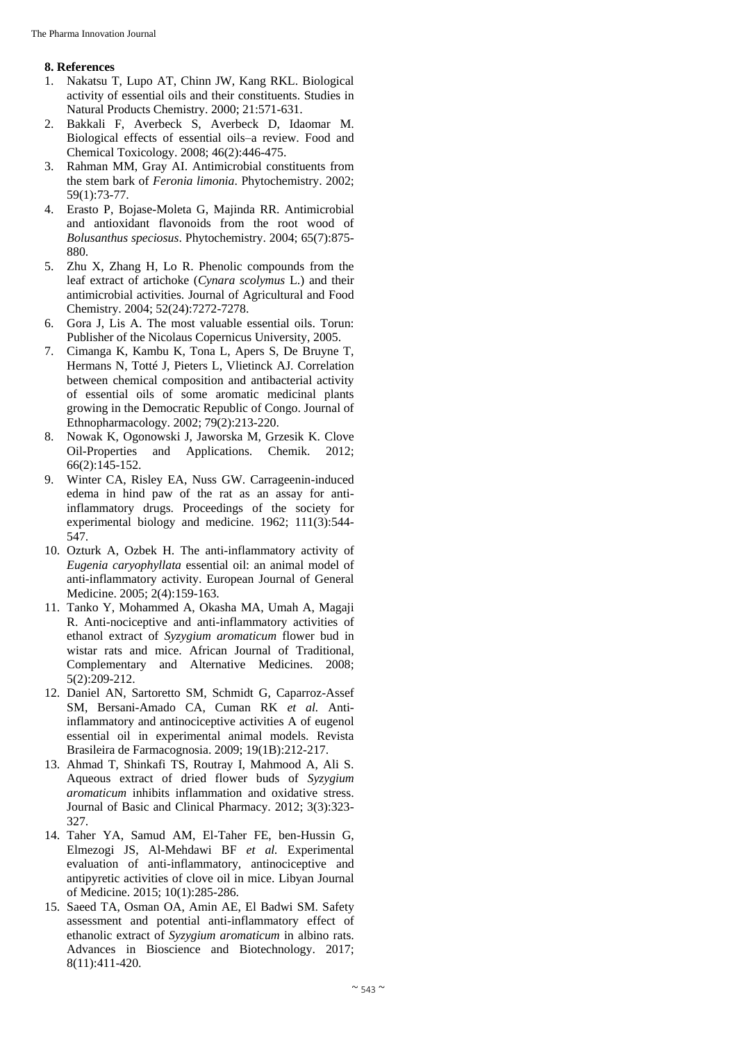## 8. References

1. Nakatsu T, Lupo AT, Chinn JW, Kang RKL. Biological activity of essential oils and their constituents. Studies in Natural Products Chemistry. 2000; 21:571-631.
2. Bakkali F, Averbeck S, Averbeck D, Idaomar M. Biological effects of essential oils–a review. Food and Chemical Toxicology. 2008; 46(2):446-475.
3. Rahman MM, Gray AI. Antimicrobial constituents from the stem bark of *Feronia limonia*. Phytochemistry. 2002; 59(1):73-77.
4. Erasto P, Bojase-Moleta G, Majinda RR. Antimicrobial and antioxidant flavonoids from the root wood of *Bolusanthus speciosus*. Phytochemistry. 2004; 65(7):875-880.
5. Zhu X, Zhang H, Lo R. Phenolic compounds from the leaf extract of artichoke (*Cynara scolymus* L.) and their antimicrobial activities. Journal of Agricultural and Food Chemistry. 2004; 52(24):7272-7278.
6. Gora J, Lis A. The most valuable essential oils. Torun: Publisher of the Nicolaus Copernicus University, 2005.
7. Cimanga K, Kambu K, Tona L, Apers S, De Bruyne T, Hermans N, Totté J, Pieters L, Vlietinck AJ. Correlation between chemical composition and antibacterial activity of essential oils of some aromatic medicinal plants growing in the Democratic Republic of Congo. Journal of Ethnopharmacology. 2002; 79(2):213-220.
8. Nowak K, Ogonowski J, Jaworska M, Grzesik K. Clove Oil-Properties and Applications. Chemik. 2012; 66(2):145-152.
9. Winter CA, Risley EA, Nuss GW. Carrageenin-induced edema in hind paw of the rat as an assay for anti-inflammatory drugs. Proceedings of the society for experimental biology and medicine. 1962; 111(3):544-547.
10. Ozturk A, Ozbek H. The anti-inflammatory activity of *Eugenia caryophyllata* essential oil: an animal model of anti-inflammatory activity. European Journal of General Medicine. 2005; 2(4):159-163.
11. Tanko Y, Mohammed A, Okasha MA, Umah A, Magaji R. Anti-nociceptive and anti-inflammatory activities of ethanol extract of *Syzygium aromaticum* flower bud in wistar rats and mice. African Journal of Traditional, Complementary and Alternative Medicines. 2008; 5(2):209-212.
12. Daniel AN, Sartoretto SM, Schmidt G, Caparroz-Assef SM, Bersani-Amado CA, Cuman RK *et al.* Anti-inflammatory and antinociceptive activities A of eugenol essential oil in experimental animal models. Revista Brasileira de Farmacognosia. 2009; 19(1B):212-217.
13. Ahmad T, Shinkafi TS, Routray I, Mahmood A, Ali S. Aqueous extract of dried flower buds of *Syzygium aromaticum* inhibits inflammation and oxidative stress. Journal of Basic and Clinical Pharmacy. 2012; 3(3):323-327.
14. Taher YA, Samud AM, El-Taher FE, ben-Hussin G, Elmezogi JS, Al-Mehdawi BF *et al.* Experimental evaluation of anti-inflammatory, antinociceptive and antipyretic activities of clove oil in mice. Libyan Journal of Medicine. 2015; 10(1):285-286.
15. Saeed TA, Osman OA, Amin AE, El Badwi SM. Safety assessment and potential anti-inflammatory effect of ethanolic extract of *Syzygium aromaticum* in albino rats. Advances in Bioscience and Biotechnology. 2017; 8(11):411-420.